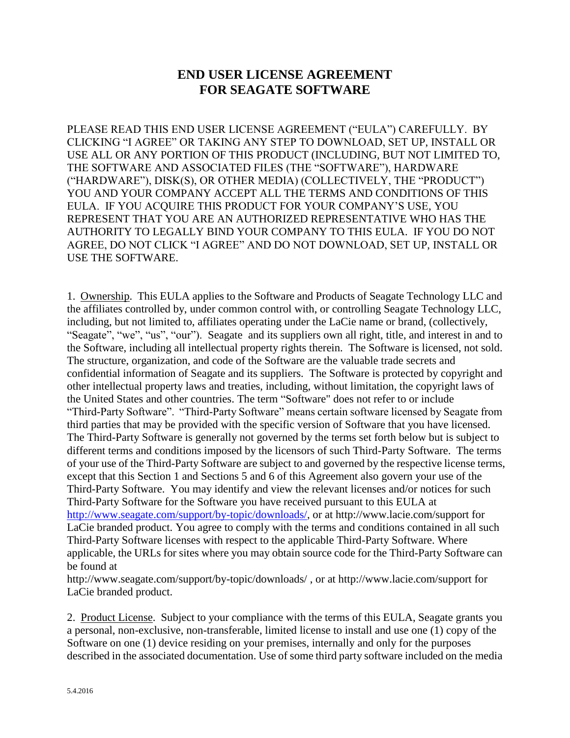# END USER LICENSE AGREEMENT FOR SEAGATE SOFTWARE

PLEASE READ THIS END USER LICENSE AGREEMENT ("EULA") CAREFULLY. BY CLICKING "I AGREE" OR TAKING ANY STEP TO DOWNLOAD, SET UP, INSTALL OR USE ALL OR ANY PORTION OF THIS PRODUCT (INCLUDING, BUT NOT LIMITED TO, THE SOFTWARE AND ASSOCIATED FILES (THE "SOFTWARE"), HARDWARE ("HARDWARE"), DISK(S), OR OTHER MEDIA) (COLLECTIVELY, THE "PRODUCT") YOU AND YOUR COMPANY ACCEPT ALL THE TERMS AND CONDITIONS OF THIS EULA. IF YOU ACQUIRE THIS PRODUCT FOR YOUR COMPANY'S USE, YOU REPRESENT THAT YOU ARE AN AUTHORIZED REPRESENTATIVE WHO HAS THE AUTHORITY TO LEGALLY BIND YOUR COMPANY TO THIS EULA. IF YOU DO NOT AGREE, DO NOT CLICK "I AGREE" AND DO NOT DOWNLOAD, SET UP, INSTALL OR USE THE SOFTWARE.

1. Ownership. This EULA applies to the Software and Products of Seagate Technology LLC and the affiliates controlled by, under common control with, or controlling Seagate Technology LLC, including, but not limited to, affiliates operating under the LaCie name or brand, (collectively, "Seagate", "we", "us", "our"). Seagate and its suppliers own all right, title, and interest in and to the Software, including all intellectual property rights therein. The Software is licensed, not sold. The structure, organization, and code of the Software are the valuable trade secrets and confidential information of Seagate and its suppliers. The Software is protected by copyright and other intellectual property laws and treaties, including, without limitation, the copyright laws of the United States and other countries. The term "Software" does not refer to or include "Third-Party Software". "Third-Party Software" means certain software licensed by Seagate from third parties that may be provided with the specific version of Software that you have licensed. The Third-Party Software is generally not governed by the terms set forth below but is subject to different terms and conditions imposed by the licensors of such Third-Party Software. The terms of your use of the Third-Party Software are subject to and governed by the respective license terms, except that this Section 1 and Sections 5 and 6 of this Agreement also govern your use of the Third-Party Software. You may identify and view the relevant licenses and/or notices for such Third-Party Software for the Software you have received pursuant to this EULA at http://www.seagate.com/support/by-topic/downloads/, or at http://www.lacie.com/support for LaCie branded product. You agree to comply with the terms and conditions contained in all such Third-Party Software licenses with respect to the applicable Third-Party Software. Where applicable, the URLs for sites where you may obtain source code for the Third-Party Software can be found at http://www.seagate.com/support/by-topic/downloads/ , or at http://www.lacie.com/support for LaCie branded product.

2. Product License. Subject to your compliance with the terms of this EULA, Seagate grants you a personal, non-exclusive, non-transferable, limited license to install and use one (1) copy of the Software on one (1) device residing on your premises, internally and only for the purposes described in the associated documentation. Use of some third party software included on the media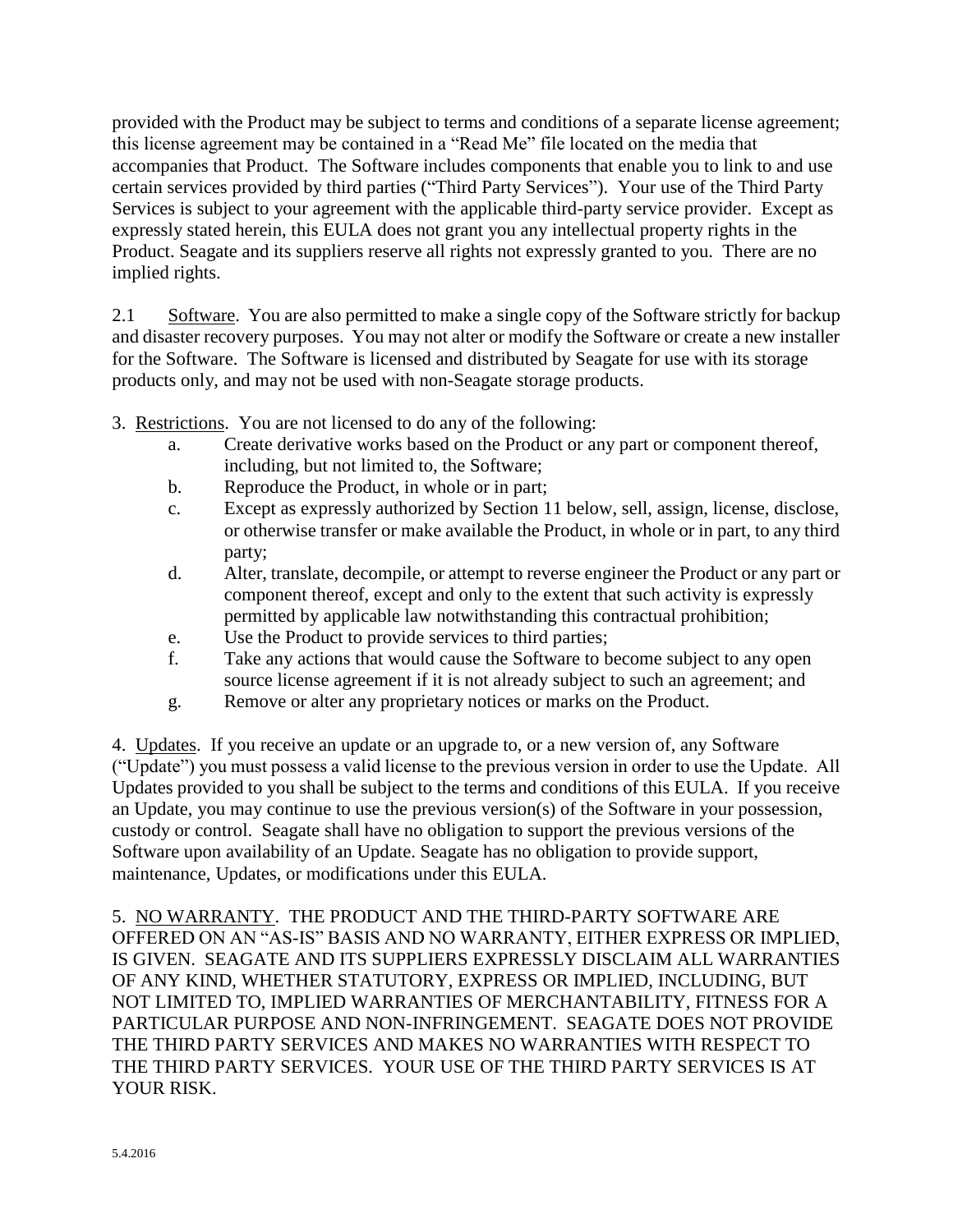provided with the Product may be subject to terms and conditions of a separate license agreement; this license agreement may be contained in a "Read Me" file located on the media that accompanies that Product. The Software includes components that enable you to link to and use certain services provided by third parties ("Third Party Services"). Your use of the Third Party Services is subject to your agreement with the applicable third-party service provider. Except as expressly stated herein, this EULA does not grant you any intellectual property rights in the Product. Seagate and its suppliers reserve all rights not expressly granted to you. There are no implied rights.

2.1 Software. You are also permitted to make a single copy of the Software strictly for backup and disaster recovery purposes. You may not alter or modify the Software or create a new installer for the Software. The Software is licensed and distributed by Seagate for use with its storage products only, and may not be used with non-Seagate storage products.

3. Restrictions. You are not licensed to do any of the following:

a. Create derivative works based on the Product or any part or component thereof, including, but not limited to, the Software;

b. Reproduce the Product, in whole or in part;

c. Except as expressly authorized by Section 11 below, sell, assign, license, disclose, or otherwise transfer or make available the Product, in whole or in part, to any third party;

d. Alter, translate, decompile, or attempt to reverse engineer the Product or any part or component thereof, except and only to the extent that such activity is expressly permitted by applicable law notwithstanding this contractual prohibition;

e. Use the Product to provide services to third parties;

f. Take any actions that would cause the Software to become subject to any open source license agreement if it is not already subject to such an agreement; and

g. Remove or alter any proprietary notices or marks on the Product.

4. Updates. If you receive an update or an upgrade to, or a new version of, any Software ("Update") you must possess a valid license to the previous version in order to use the Update. All Updates provided to you shall be subject to the terms and conditions of this EULA. If you receive an Update, you may continue to use the previous version(s) of the Software in your possession, custody or control. Seagate shall have no obligation to support the previous versions of the Software upon availability of an Update. Seagate has no obligation to provide support, maintenance, Updates, or modifications under this EULA.

5. NO WARRANTY. THE PRODUCT AND THE THIRD-PARTY SOFTWARE ARE OFFERED ON AN "AS-IS" BASIS AND NO WARRANTY, EITHER EXPRESS OR IMPLIED, IS GIVEN. SEAGATE AND ITS SUPPLIERS EXPRESSLY DISCLAIM ALL WARRANTIES OF ANY KIND, WHETHER STATUTORY, EXPRESS OR IMPLIED, INCLUDING, BUT NOT LIMITED TO, IMPLIED WARRANTIES OF MERCHANTABILITY, FITNESS FOR A PARTICULAR PURPOSE AND NON-INFRINGEMENT. SEAGATE DOES NOT PROVIDE THE THIRD PARTY SERVICES AND MAKES NO WARRANTIES WITH RESPECT TO THE THIRD PARTY SERVICES. YOUR USE OF THE THIRD PARTY SERVICES IS AT YOUR RISK.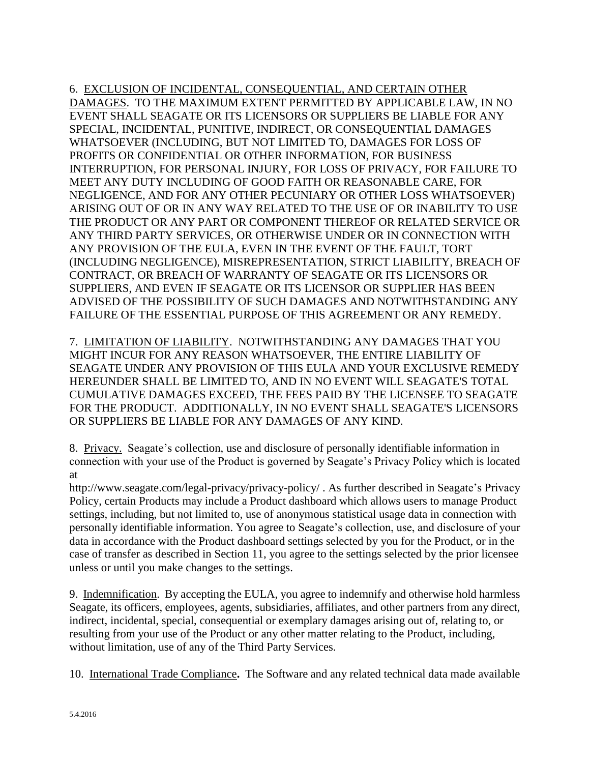6. EXCLUSION OF INCIDENTAL, CONSEQUENTIAL, AND CERTAIN OTHER DAMAGES. TO THE MAXIMUM EXTENT PERMITTED BY APPLICABLE LAW, IN NO EVENT SHALL SEAGATE OR ITS LICENSORS OR SUPPLIERS BE LIABLE FOR ANY SPECIAL, INCIDENTAL, PUNITIVE, INDIRECT, OR CONSEQUENTIAL DAMAGES WHATSOEVER (INCLUDING, BUT NOT LIMITED TO, DAMAGES FOR LOSS OF PROFITS OR CONFIDENTIAL OR OTHER INFORMATION, FOR BUSINESS INTERRUPTION, FOR PERSONAL INJURY, FOR LOSS OF PRIVACY, FOR FAILURE TO MEET ANY DUTY INCLUDING OF GOOD FAITH OR REASONABLE CARE, FOR NEGLIGENCE, AND FOR ANY OTHER PECUNIARY OR OTHER LOSS WHATSOEVER) ARISING OUT OF OR IN ANY WAY RELATED TO THE USE OF OR INABILITY TO USE THE PRODUCT OR ANY PART OR COMPONENT THEREOF OR RELATED SERVICE OR ANY THIRD PARTY SERVICES, OR OTHERWISE UNDER OR IN CONNECTION WITH ANY PROVISION OF THE EULA, EVEN IN THE EVENT OF THE FAULT, TORT (INCLUDING NEGLIGENCE), MISREPRESENTATION, STRICT LIABILITY, BREACH OF CONTRACT, OR BREACH OF WARRANTY OF SEAGATE OR ITS LICENSORS OR SUPPLIERS, AND EVEN IF SEAGATE OR ITS LICENSOR OR SUPPLIER HAS BEEN ADVISED OF THE POSSIBILITY OF SUCH DAMAGES AND NOTWITHSTANDING ANY FAILURE OF THE ESSENTIAL PURPOSE OF THIS AGREEMENT OR ANY REMEDY.

7. LIMITATION OF LIABILITY. NOTWITHSTANDING ANY DAMAGES THAT YOU MIGHT INCUR FOR ANY REASON WHATSOEVER, THE ENTIRE LIABILITY OF SEAGATE UNDER ANY PROVISION OF THIS EULA AND YOUR EXCLUSIVE REMEDY HEREUNDER SHALL BE LIMITED TO, AND IN NO EVENT WILL SEAGATE'S TOTAL CUMULATIVE DAMAGES EXCEED, THE FEES PAID BY THE LICENSEE TO SEAGATE FOR THE PRODUCT. ADDITIONALLY, IN NO EVENT SHALL SEAGATE'S LICENSORS OR SUPPLIERS BE LIABLE FOR ANY DAMAGES OF ANY KIND.

8. Privacy. Seagate's collection, use and disclosure of personally identifiable information in connection with your use of the Product is governed by Seagate's Privacy Policy which is located at http://www.seagate.com/legal-privacy/privacy-policy/ . As further described in Seagate's Privacy Policy, certain Products may include a Product dashboard which allows users to manage Product settings, including, but not limited to, use of anonymous statistical usage data in connection with personally identifiable information. You agree to Seagate's collection, use, and disclosure of your data in accordance with the Product dashboard settings selected by you for the Product, or in the case of transfer as described in Section 11, you agree to the settings selected by the prior licensee unless or until you make changes to the settings.

9. Indemnification. By accepting the EULA, you agree to indemnify and otherwise hold harmless Seagate, its officers, employees, agents, subsidiaries, affiliates, and other partners from any direct, indirect, incidental, special, consequential or exemplary damages arising out of, relating to, or resulting from your use of the Product or any other matter relating to the Product, including, without limitation, use of any of the Third Party Services.

10. International Trade Compliance**.** The Software and any related technical data made available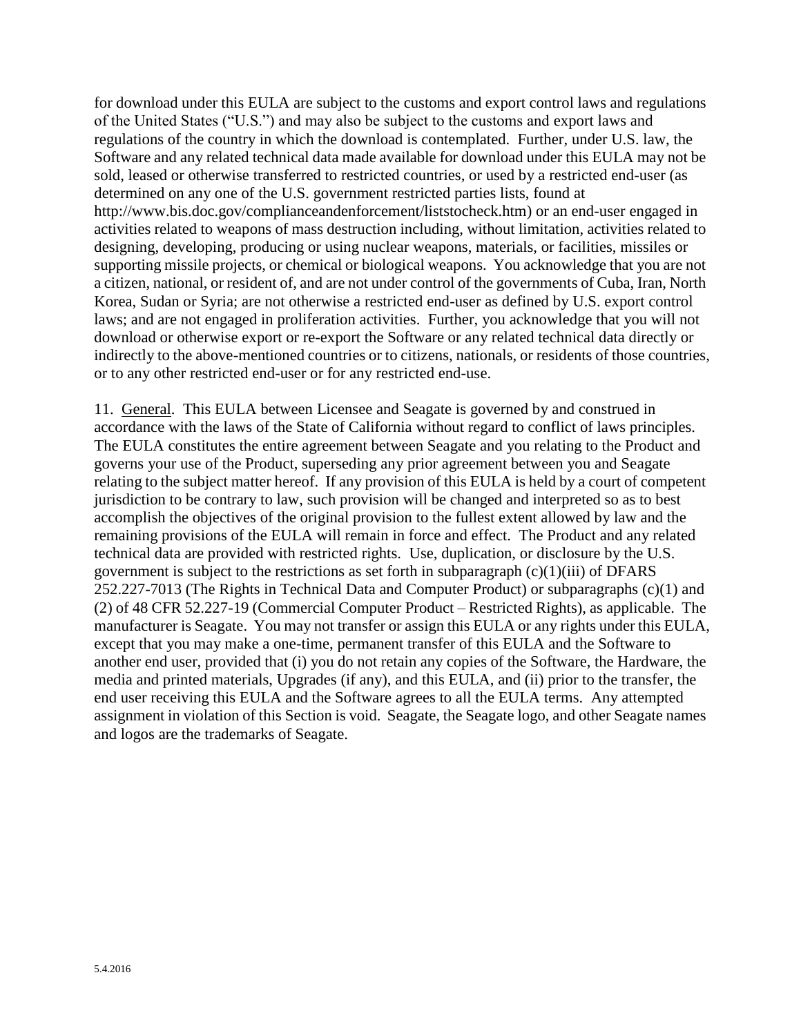for download under this EULA are subject to the customs and export control laws and regulations of the United States ("U.S.") and may also be subject to the customs and export laws and regulations of the country in which the download is contemplated. Further, under U.S. law, the Software and any related technical data made available for download under this EULA may not be sold, leased or otherwise transferred to restricted countries, or used by a restricted end-user (as determined on any one of the U.S. government restricted parties lists, found at http://www.bis.doc.gov/complianceandenforcement/liststocheck.htm) or an end-user engaged in activities related to weapons of mass destruction including, without limitation, activities related to designing, developing, producing or using nuclear weapons, materials, or facilities, missiles or supporting missile projects, or chemical or biological weapons. You acknowledge that you are not a citizen, national, or resident of, and are not under control of the governments of Cuba, Iran, North Korea, Sudan or Syria; are not otherwise a restricted end-user as defined by U.S. export control laws; and are not engaged in proliferation activities. Further, you acknowledge that you will not download or otherwise export or re-export the Software or any related technical data directly or indirectly to the above-mentioned countries or to citizens, nationals, or residents of those countries, or to any other restricted end-user or for any restricted end-use.

11. General. This EULA between Licensee and Seagate is governed by and construed in accordance with the laws of the State of California without regard to conflict of laws principles. The EULA constitutes the entire agreement between Seagate and you relating to the Product and governs your use of the Product, superseding any prior agreement between you and Seagate relating to the subject matter hereof. If any provision of this EULA is held by a court of competent jurisdiction to be contrary to law, such provision will be changed and interpreted so as to best accomplish the objectives of the original provision to the fullest extent allowed by law and the remaining provisions of the EULA will remain in force and effect. The Product and any related technical data are provided with restricted rights. Use, duplication, or disclosure by the U.S. government is subject to the restrictions as set forth in subparagraph (c)(1)(iii) of DFARS 252.227-7013 (The Rights in Technical Data and Computer Product) or subparagraphs (c)(1) and (2) of 48 CFR 52.227-19 (Commercial Computer Product – Restricted Rights), as applicable. The manufacturer is Seagate. You may not transfer or assign this EULA or any rights under this EULA, except that you may make a one-time, permanent transfer of this EULA and the Software to another end user, provided that (i) you do not retain any copies of the Software, the Hardware, the media and printed materials, Upgrades (if any), and this EULA, and (ii) prior to the transfer, the end user receiving this EULA and the Software agrees to all the EULA terms. Any attempted assignment in violation of this Section is void. Seagate, the Seagate logo, and other Seagate names and logos are the trademarks of Seagate.

5.4.2016